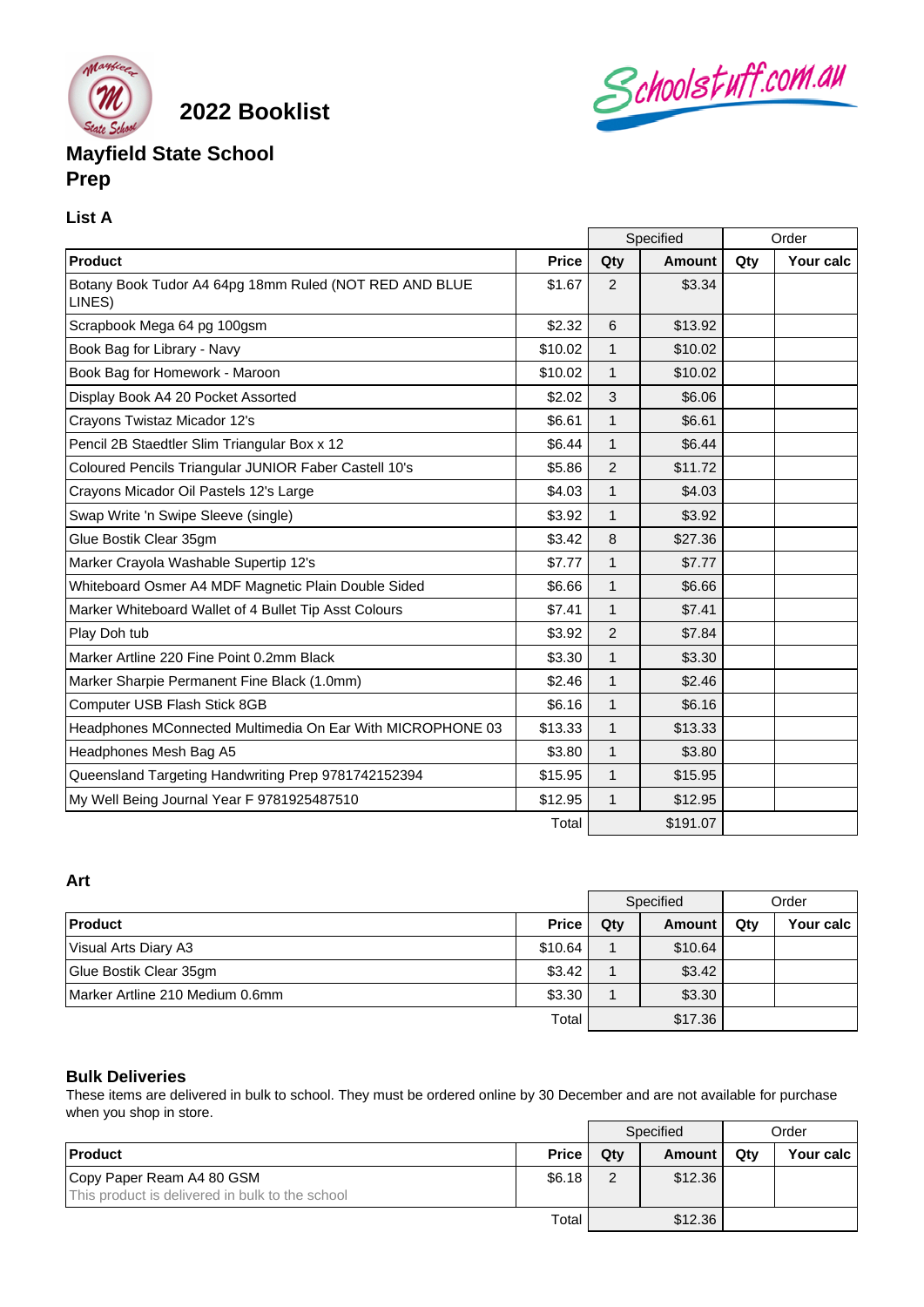# 2022 Booklist

## Mayfield State School
## Prep

### List A

| Product | Price | Specified | | Order | |
|---|---|---|---|---|---|
| | | Qty | Amount | Qty | Your calc |
| Botany Book Tudor A4 64pg 18mm Ruled (NOT RED AND BLUE LINES) | $1.67 | 2 | $3.34 | | |
| Scrapbook Mega 64 pg 100gsm | $2.32 | 6 | $13.92 | | |
| Book Bag for Library - Navy | $10.02 | 1 | $10.02 | | |
| Book Bag for Homework - Maroon | $10.02 | 1 | $10.02 | | |
| Display Book A4 20 Pocket Assorted | $2.02 | 3 | $6.06 | | |
| Crayons Twistaz Micador 12's | $6.61 | 1 | $6.61 | | |
| Pencil 2B Staedtler Slim Triangular Box x 12 | $6.44 | 1 | $6.44 | | |
| Coloured Pencils Triangular JUNIOR Faber Castell 10's | $5.86 | 2 | $11.72 | | |
| Crayons Micador Oil Pastels 12's Large | $4.03 | 1 | $4.03 | | |
| Swap Write 'n Swipe Sleeve (single) | $3.92 | 1 | $3.92 | | |
| Glue Bostik Clear 35gm | $3.42 | 8 | $27.36 | | |
| Marker Crayola Washable Supertip 12's | $7.77 | 1 | $7.77 | | |
| Whiteboard Osmer A4 MDF Magnetic Plain Double Sided | $6.66 | 1 | $6.66 | | |
| Marker Whiteboard Wallet of 4 Bullet Tip Asst Colours | $7.41 | 1 | $7.41 | | |
| Play Doh tub | $3.92 | 2 | $7.84 | | |
| Marker Artline 220 Fine Point 0.2mm Black | $3.30 | 1 | $3.30 | | |
| Marker Sharpie Permanent Fine Black (1.0mm) | $2.46 | 1 | $2.46 | | |
| Computer USB Flash Stick 8GB | $6.16 | 1 | $6.16 | | |
| Headphones MConnected Multimedia On Ear With MICROPHONE 03 | $13.33 | 1 | $13.33 | | |
| Headphones Mesh Bag A5 | $3.80 | 1 | $3.80 | | |
| Queensland Targeting Handwriting Prep 9781742152394 | $15.95 | 1 | $15.95 | | |
| My Well Being Journal Year F 9781925487510 | $12.95 | 1 | $12.95 | | |
| | Total | | $191.07 | | |

### Art

| Product | Price | Specified | | Order | |
|---|---|---|---|---|---|
| | | Qty | Amount | Qty | Your calc |
| Visual Arts Diary A3 | $10.64 | 1 | $10.64 | | |
| Glue Bostik Clear 35gm | $3.42 | 1 | $3.42 | | |
| Marker Artline 210 Medium 0.6mm | $3.30 | 1 | $3.30 | | |
| | Total | | $17.36 | | |

### Bulk Deliveries

These items are delivered in bulk to school. They must be ordered online by 30 December and are not available for purchase when you shop in store.

| Product | Price | Specified | | Order | |
|---|---|---|---|---|---|
| | | Qty | Amount | Qty | Your calc |
| Copy Paper Ream A4 80 GSM<br>This product is delivered in bulk to the school | $6.18 | 2 | $12.36 | | |
| | Total | | $12.36 | | |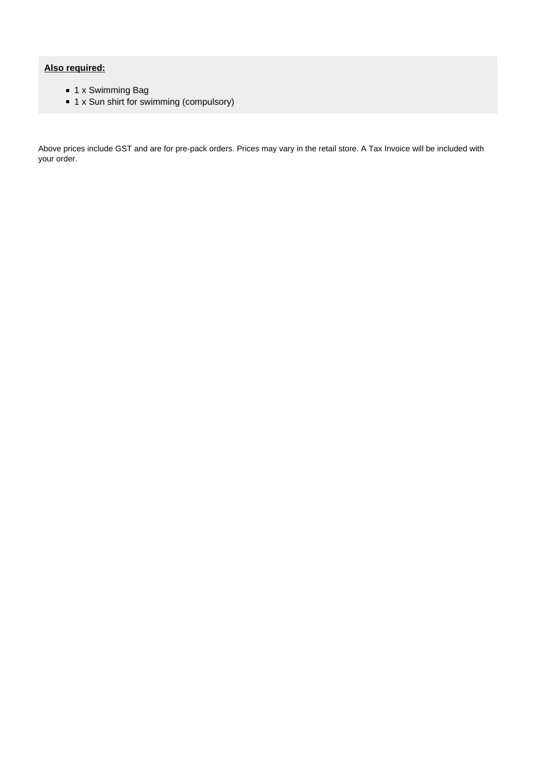**Also required:**

- 1 x Swimming Bag
- 1 x Sun shirt for swimming (compulsory)

Above prices include GST and are for pre-pack orders. Prices may vary in the retail store. A Tax Invoice will be included with your order.